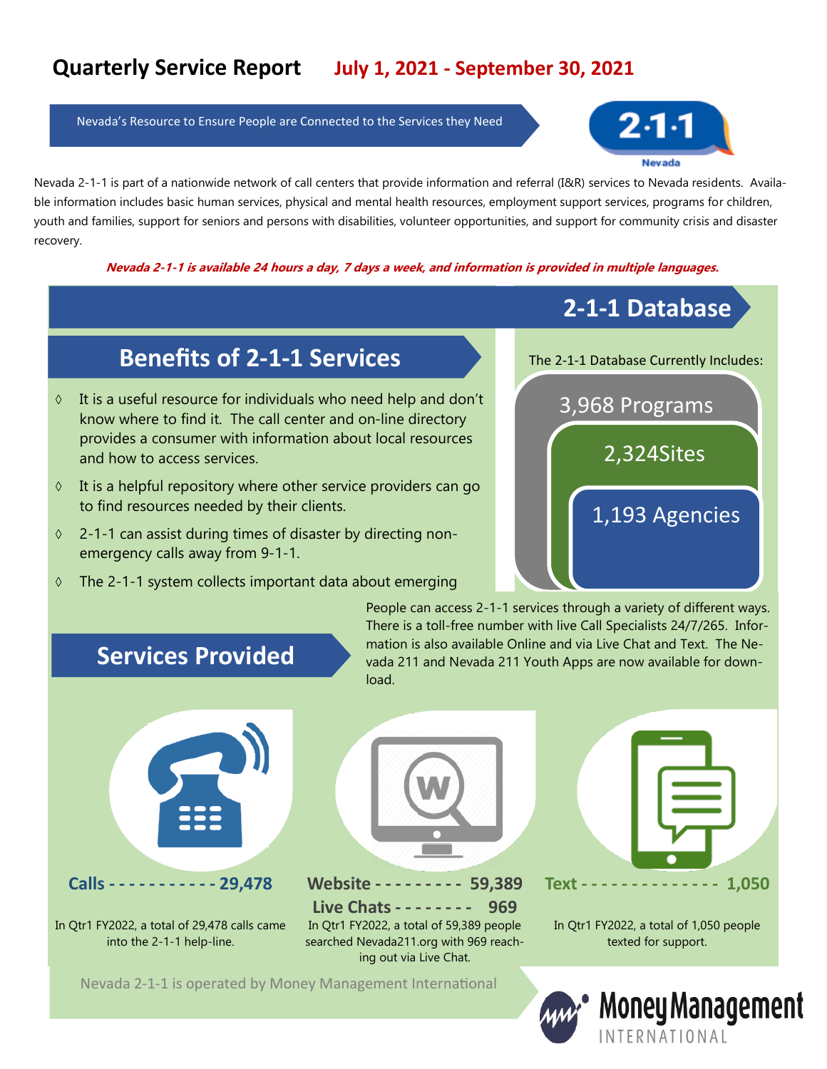# Quarterly Service Report July 1, 2021 - September 30, 2021

Nevada's Resource to Ensure People are Connected to the Services they Need

Nevada 2-1-1 is part of a nationwide network of call centers that provide information and referral (I&R) services to Nevada residents. Available information includes basic human services, physical and mental health resources, employment support services, programs for children, youth and families, support for seniors and persons with disabilities, volunteer opportunities, and support for community crisis and disaster recovery.

***Nevada 2-1-1 is available 24 hours a day, 7 days a week, and information is provided in multiple languages.***

## Benefits of 2-1-1 Services

- It is a useful resource for individuals who need help and don't know where to find it. The call center and on-line directory provides a consumer with information about local resources and how to access services.
- It is a helpful repository where other service providers can go to find resources needed by their clients.
- 2-1-1 can assist during times of disaster by directing non-emergency calls away from 9-1-1.
- The 2-1-1 system collects important data about emerging

## 2-1-1 Database

The 2-1-1 Database Currently Includes:

- 3,968 Programs
- 2,324Sites
- 1,193 Agencies

## Services Provided

People can access 2-1-1 services through a variety of different ways. There is a toll-free number with live Call Specialists 24/7/265. Information is also available Online and via Live Chat and Text. The Nevada 211 and Nevada 211 Youth Apps are now available for download.

**Calls - - - - - - - - - - - 29,478**

In Qtr1 FY2022, a total of 29,478 calls came into the 2-1-1 help-line.

**Website - - - - - - - - - 59,389**

**Live Chats - - - - - - - - 969**

In Qtr1 FY2022, a total of 59,389 people searched Nevada211.org with 969 reaching out via Live Chat.

**Text - - - - - - - - - - - - - - 1,050**

In Qtr1 FY2022, a total of 1,050 people texted for support.

Nevada 2-1-1 is operated by Money Management International

Money Management INTERNATIONAL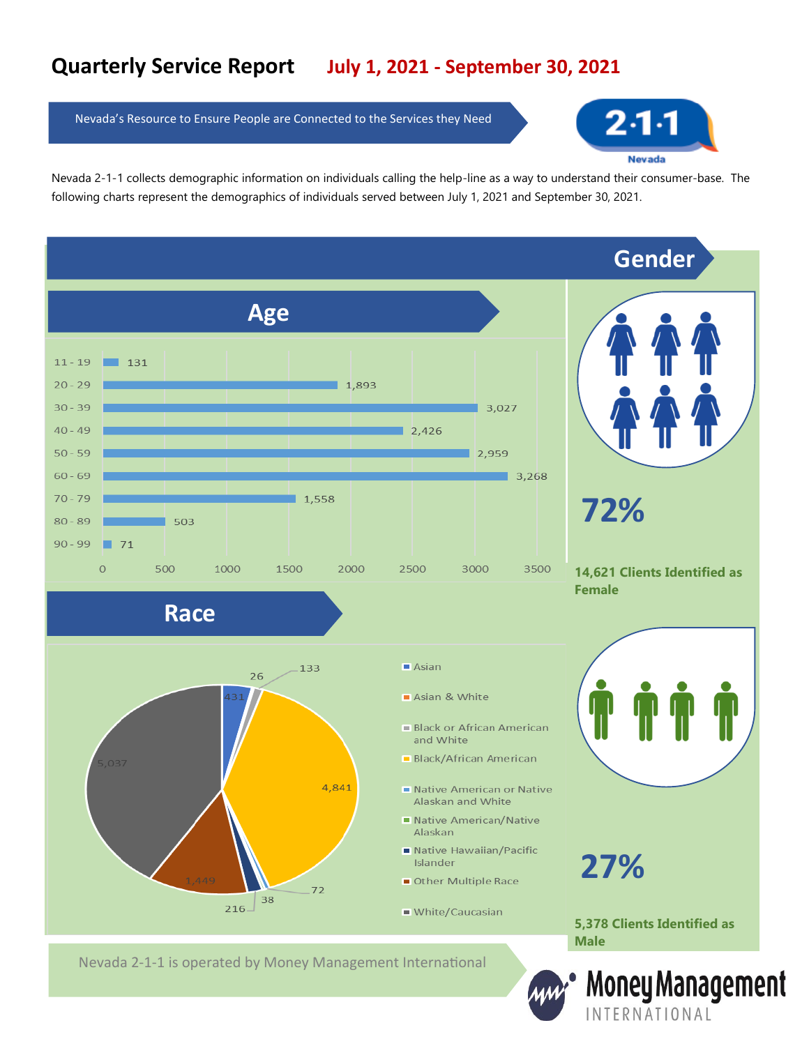# Quarterly Service Report July 1, 2021 - September 30, 2021

Nevada's Resource to Ensure People are Connected to the Services they Need

2-1-1 Nevada

Nevada 2-1-1 collects demographic information on individuals calling the help-line as a way to understand their consumer-base. The following charts represent the demographics of individuals served between July 1, 2021 and September 30, 2021.

## Age

| Age | Count |
|---|---|
| 11 - 19 | 131 |
| 20 - 29 | 1,893 |
| 30 - 39 | 3,027 |
| 40 - 49 | 2,426 |
| 50 - 59 | 2,959 |
| 60 - 69 | 3,268 |
| 70 - 79 | 1,558 |
| 80 - 89 | 503 |
| 90 - 99 | 71 |

## Gender

**72%**

**14,621 Clients Identified as Female**

**27%**

**5,378 Clients Identified as Male**

## Race

| Race | Count |
|---|---|
| Asian | 431 |
| Asian & White | 26 |
| Black or African American and White | 133 |
| Black/African American | 4,841 |
| Native American or Native Alaskan and White | 72 |
| Native American/Native Alaskan | 38 |
| Native Hawaiian/Pacific Islander | 216 |
| Other Multiple Race | 1,449 |
| White/Caucasian | 5,037 |

Nevada 2-1-1 is operated by Money Management International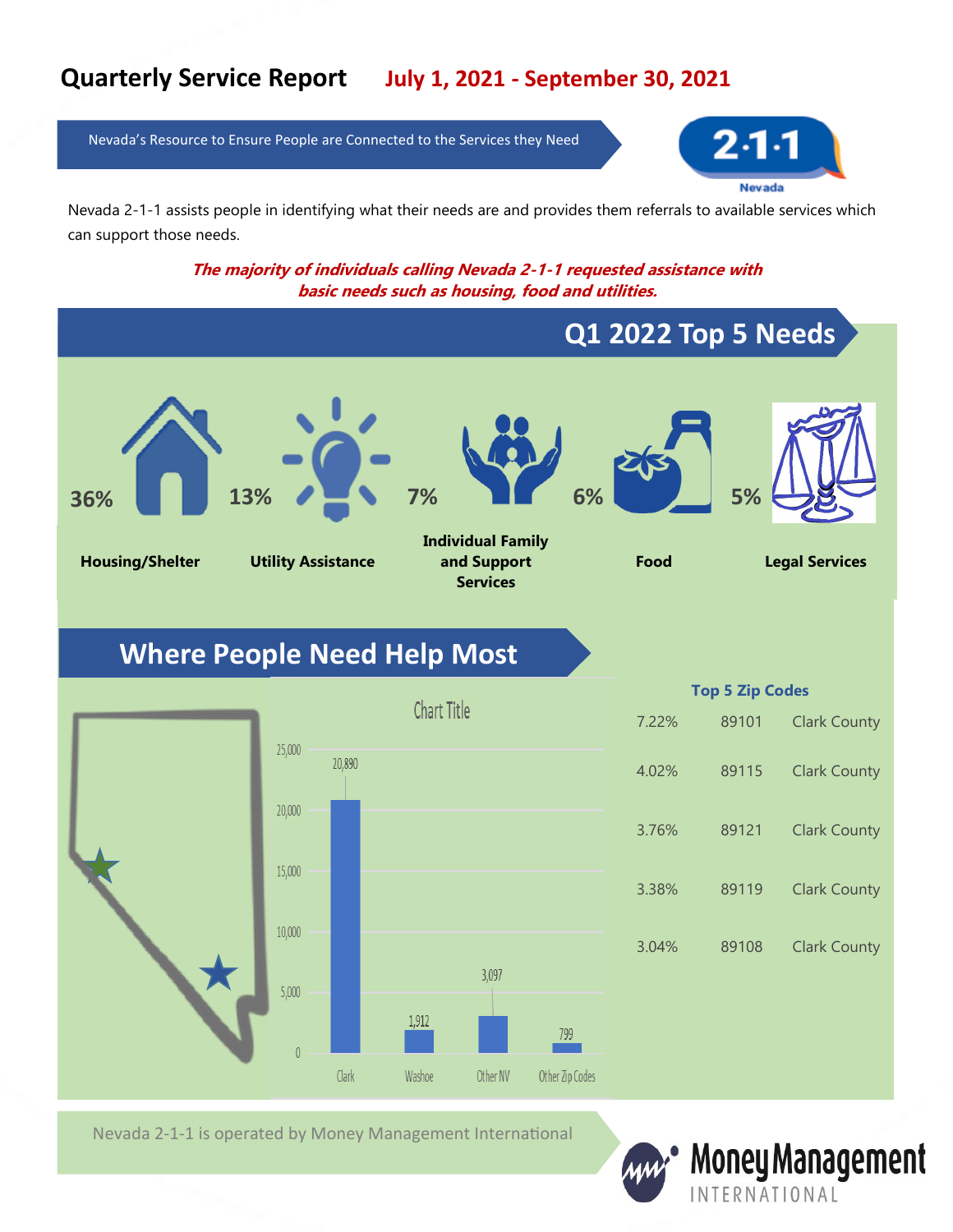# Quarterly Service Report **July 1, 2021 - September 30, 2021**

Nevada's Resource to Ensure People are Connected to the Services they Need

2·1·1 Nevada

Nevada 2-1-1 assists people in identifying what their needs are and provides them referrals to available services which can support those needs.

***The majority of individuals calling Nevada 2-1-1 requested assistance with basic needs such as housing, food and utilities.***

## Q1 2022 Top 5 Needs

| Percent | Need |
|---|---|
| 36% | **Housing/Shelter** |
| 13% | **Utility Assistance** |
| 7% | **Individual Family and Support Services** |
| 6% | **Food** |
| 5% | **Legal Services** |

## Where People Need Help Most

Chart Title

| Area | Count |
|---|---|
| Clark | 20,890 |
| Washoe | 1,912 |
| Other NV | 3,097 |
| Other Zip Codes | 799 |

**Top 5 Zip Codes**

| Percent | Zip Code | County |
|---|---|---|
| 7.22% | 89101 | Clark County |
| 4.02% | 89115 | Clark County |
| 3.76% | 89121 | Clark County |
| 3.38% | 89119 | Clark County |
| 3.04% | 89108 | Clark County |

Nevada 2-1-1 is operated by Money Management International

Money Management INTERNATIONAL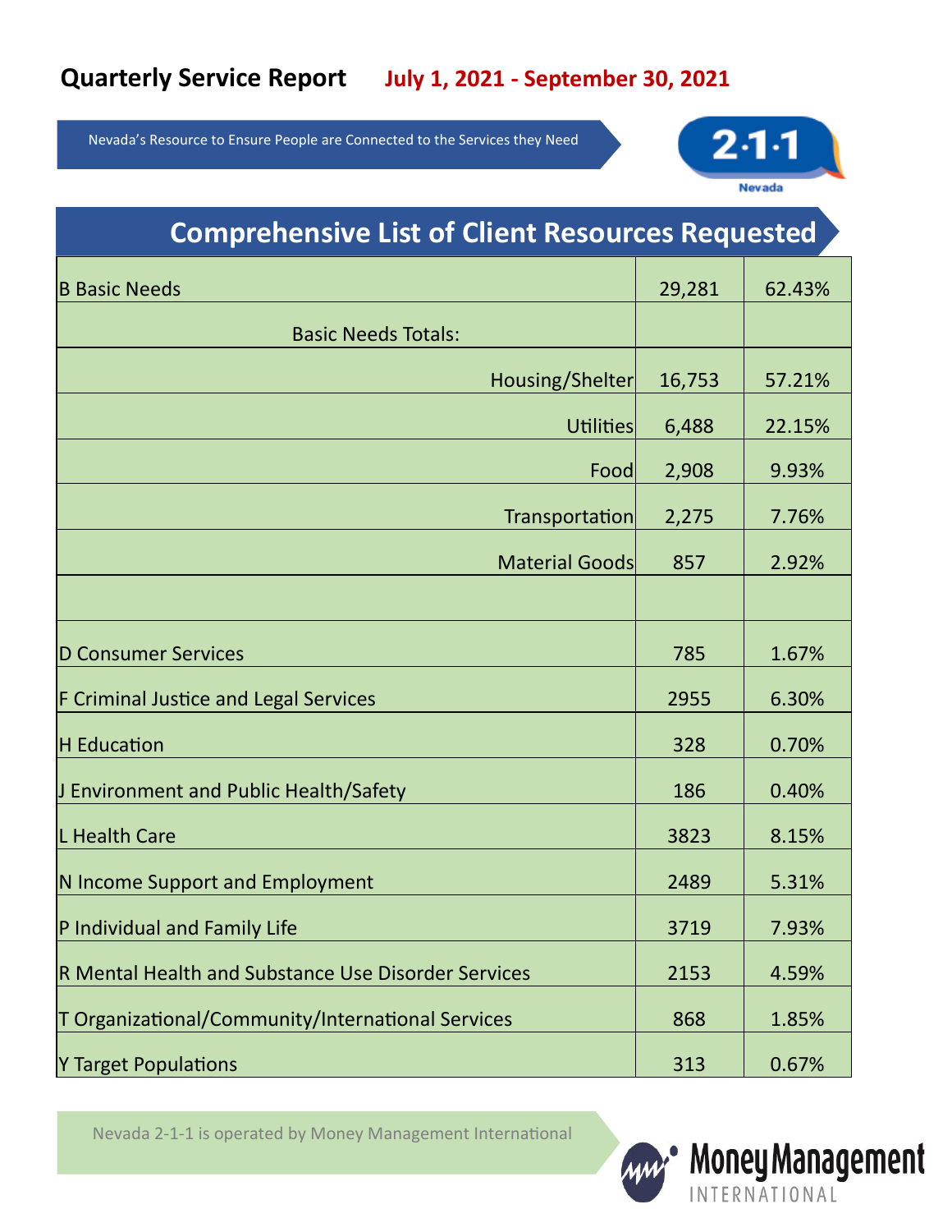# Quarterly Service Report

**July 1, 2021 - September 30, 2021**

Nevada's Resource to Ensure People are Connected to the Services they Need

2·1·1 Nevada

## Comprehensive List of Client Resources Requested

| | | |
|---|---|---|
| B Basic Needs | 29,281 | 62.43% |
| Basic Needs Totals: | | |
| Housing/Shelter | 16,753 | 57.21% |
| Utilities | 6,488 | 22.15% |
| Food | 2,908 | 9.93% |
| Transportation | 2,275 | 7.76% |
| Material Goods | 857 | 2.92% |
| | | |
| D Consumer Services | 785 | 1.67% |
| F Criminal Justice and Legal Services | 2955 | 6.30% |
| H Education | 328 | 0.70% |
| J Environment and Public Health/Safety | 186 | 0.40% |
| L Health Care | 3823 | 8.15% |
| N Income Support and Employment | 2489 | 5.31% |
| P Individual and Family Life | 3719 | 7.93% |
| R Mental Health and Substance Use Disorder Services | 2153 | 4.59% |
| T Organizational/Community/International Services | 868 | 1.85% |
| Y Target Populations | 313 | 0.67% |

Nevada 2-1-1 is operated by Money Management International

Money Management INTERNATIONAL